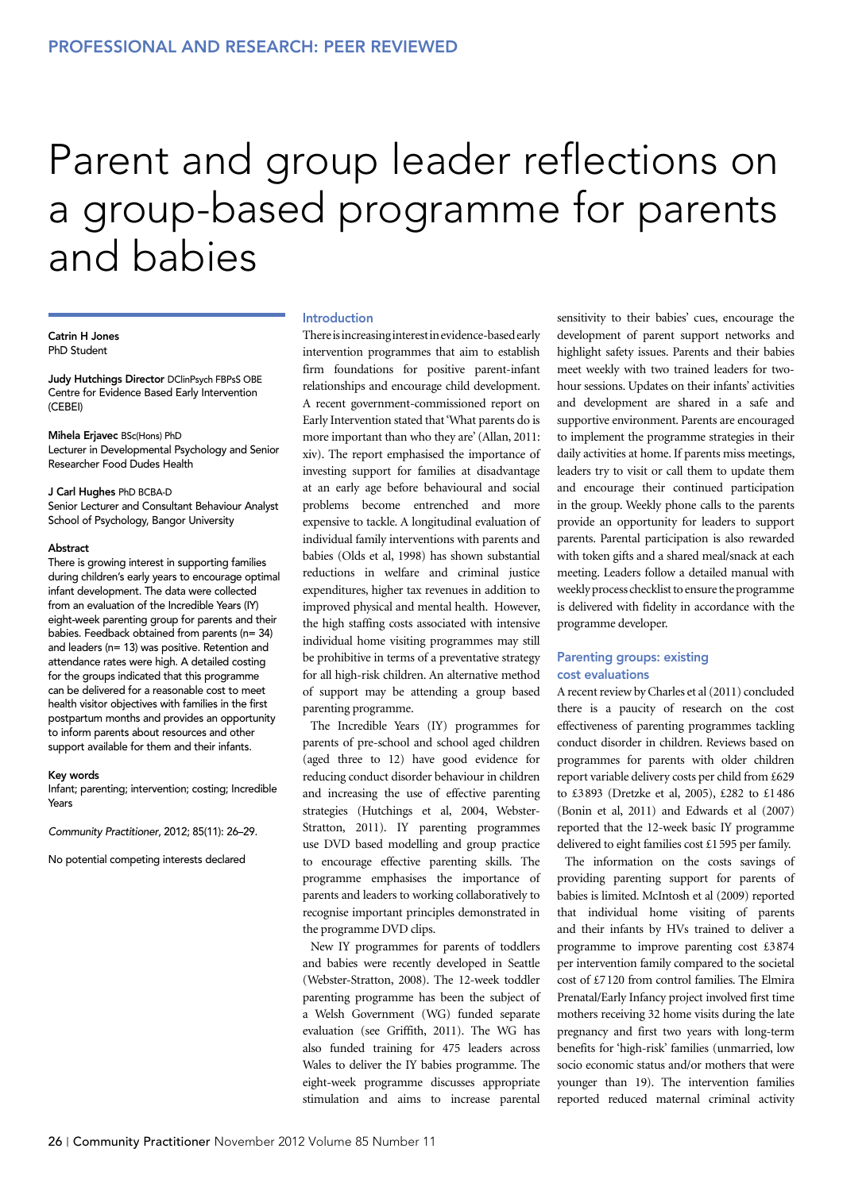# Parent and group leader reflections on a group-based programme for parents and babies

**Catrin H Jones**
PhD Student

**Judy Hutchings Director** DClinPsych FBPsS OBE
Centre for Evidence Based Early Intervention (CEBEI)

**Mihela Erjavec** BSc(Hons) PhD
Lecturer in Developmental Psychology and Senior Researcher Food Dudes Health

**J Carl Hughes** PhD BCBA-D
Senior Lecturer and Consultant Behaviour Analyst
School of Psychology, Bangor University

### Abstract

There is growing interest in supporting families during children's early years to encourage optimal infant development. The data were collected from an evaluation of the Incredible Years (IY) eight-week parenting group for parents and their babies. Feedback obtained from parents (n= 34) and leaders (n= 13) was positive. Retention and attendance rates were high. A detailed costing for the groups indicated that this programme can be delivered for a reasonable cost to meet health visitor objectives with families in the first postpartum months and provides an opportunity to inform parents about resources and other support available for them and their infants.

### Key words

Infant; parenting; intervention; costing; Incredible Years

*Community Practitioner*, 2012; 85(11): 26–29.

No potential competing interests declared

## Introduction

There is increasing interest in evidence-based early intervention programmes that aim to establish firm foundations for positive parent-infant relationships and encourage child development. A recent government-commissioned report on Early Intervention stated that 'What parents do is more important than who they are' (Allan, 2011: xiv). The report emphasised the importance of investing support for families at disadvantage at an early age before behavioural and social problems become entrenched and more expensive to tackle. A longitudinal evaluation of individual family interventions with parents and babies (Olds et al, 1998) has shown substantial reductions in welfare and criminal justice expenditures, higher tax revenues in addition to improved physical and mental health. However, the high staffing costs associated with intensive individual home visiting programmes may still be prohibitive in terms of a preventative strategy for all high-risk children. An alternative method of support may be attending a group based parenting programme.

The Incredible Years (IY) programmes for parents of pre-school and school aged children (aged three to 12) have good evidence for reducing conduct disorder behaviour in children and increasing the use of effective parenting strategies (Hutchings et al, 2004, Webster-Stratton, 2011). IY parenting programmes use DVD based modelling and group practice to encourage effective parenting skills. The programme emphasises the importance of parents and leaders to working collaboratively to recognise important principles demonstrated in the programme DVD clips.

New IY programmes for parents of toddlers and babies were recently developed in Seattle (Webster-Stratton, 2008). The 12-week toddler parenting programme has been the subject of a Welsh Government (WG) funded separate evaluation (see Griffith, 2011). The WG has also funded training for 475 leaders across Wales to deliver the IY babies programme. The eight-week programme discusses appropriate stimulation and aims to increase parental sensitivity to their babies' cues, encourage the development of parent support networks and highlight safety issues. Parents and their babies meet weekly with two trained leaders for two-hour sessions. Updates on their infants' activities and development are shared in a safe and supportive environment. Parents are encouraged to implement the programme strategies in their daily activities at home. If parents miss meetings, leaders try to visit or call them to update them and encourage their continued participation in the group. Weekly phone calls to the parents provide an opportunity for leaders to support parents. Parental participation is also rewarded with token gifts and a shared meal/snack at each meeting. Leaders follow a detailed manual with weekly process checklist to ensure the programme is delivered with fidelity in accordance with the programme developer.

## Parenting groups: existing cost evaluations

A recent review by Charles et al (2011) concluded there is a paucity of research on the cost effectiveness of parenting programmes tackling conduct disorder in children. Reviews based on programmes for parents with older children report variable delivery costs per child from £629 to £3893 (Dretzke et al, 2005), £282 to £1486 (Bonin et al, 2011) and Edwards et al (2007) reported that the 12-week basic IY programme delivered to eight families cost £1595 per family.

The information on the costs savings of providing parenting support for parents of babies is limited. McIntosh et al (2009) reported that individual home visiting of parents and their infants by HVs trained to deliver a programme to improve parenting cost £3874 per intervention family compared to the societal cost of £7120 from control families. The Elmira Prenatal/Early Infancy project involved first time mothers receiving 32 home visits during the late pregnancy and first two years with long-term benefits for 'high-risk' families (unmarried, low socio economic status and/or mothers that were younger than 19). The intervention families reported reduced maternal criminal activity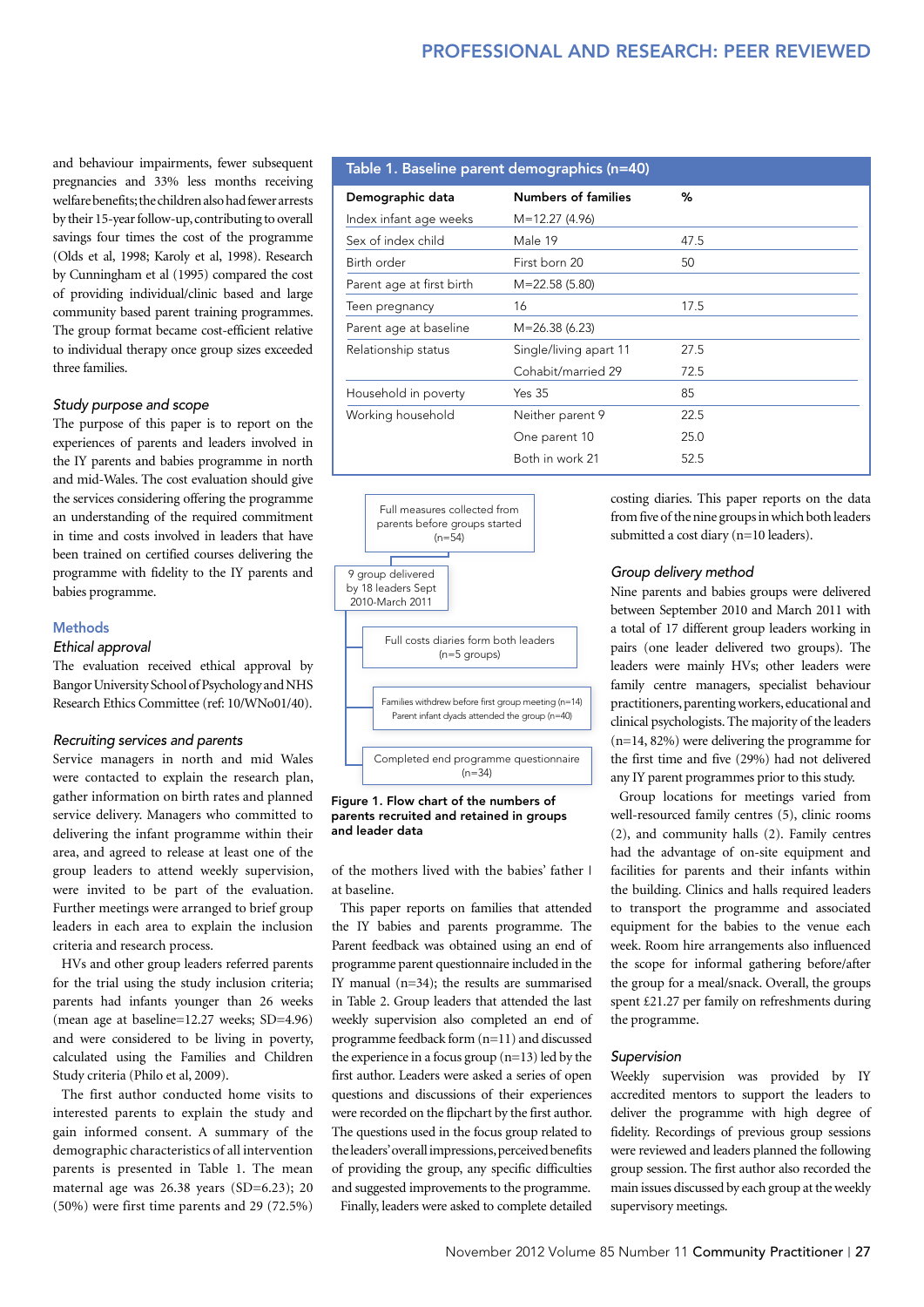and behaviour impairments, fewer subsequent pregnancies and 33% less months receiving welfare benefits; the children also had fewer arrests by their 15-year follow-up, contributing to overall savings four times the cost of the programme (Olds et al, 1998; Karoly et al, 1998). Research by Cunningham et al (1995) compared the cost of providing individual/clinic based and large community based parent training programmes. The group format became cost-efficient relative to individual therapy once group sizes exceeded three families.

### *Study purpose and scope*

The purpose of this paper is to report on the experiences of parents and leaders involved in the IY parents and babies programme in north and mid-Wales. The cost evaluation should give the services considering offering the programme an understanding of the required commitment in time and costs involved in leaders that have been trained on certified courses delivering the programme with fidelity to the IY parents and babies programme.

## Methods

### *Ethical approval*

The evaluation received ethical approval by Bangor University School of Psychology and NHS Research Ethics Committee (ref: 10/WNo01/40).

### *Recruiting services and parents*

Service managers in north and mid Wales were contacted to explain the research plan, gather information on birth rates and planned service delivery. Managers who committed to delivering the infant programme within their area, and agreed to release at least one of the group leaders to attend weekly supervision, were invited to be part of the evaluation. Further meetings were arranged to brief group leaders in each area to explain the inclusion criteria and research process.

HVs and other group leaders referred parents for the trial using the study inclusion criteria; parents had infants younger than 26 weeks (mean age at baseline=12.27 weeks; SD=4.96) and were considered to be living in poverty, calculated using the Families and Children Study criteria (Philo et al, 2009).

The first author conducted home visits to interested parents to explain the study and gain informed consent. A summary of the demographic characteristics of all intervention parents is presented in Table 1. The mean maternal age was 26.38 years (SD=6.23); 20 (50%) were first time parents and 29 (72.5%) of the mothers lived with the babies' father l at baseline.

**Table 1. Baseline parent demographics (n=40)**

| Demographic data | Numbers of families | % |
|---|---|---|
| Index infant age weeks | M=12.27 (4.96) | |
| Sex of index child | Male 19 | 47.5 |
| Birth order | First born 20 | 50 |
| Parent age at first birth | M=22.58 (5.80) | |
| Teen pregnancy | 16 | 17.5 |
| Parent age at baseline | M=26.38 (6.23) | |
| Relationship status | Single/living apart 11 | 27.5 |
| | Cohabit/married 29 | 72.5 |
| Household in poverty | Yes 35 | 85 |
| Working household | Neither parent 9 | 22.5 |
| | One parent 10 | 25.0 |
| | Both in work 21 | 52.5 |

Full measures collected from parents before groups started (n=54)

9 group delivered by 18 leaders Sept 2010-March 2011

Full costs diaries from both leaders (n=5 groups)

Families withdrew before first group meeting (n=14) Parent infant dyads attended the group (n=40)

Completed end programme questionnaire (n=34)

**Figure 1. Flow chart of the numbers of parents recruited and retained in groups and leader data**

This paper reports on families that attended the IY babies and parents programme. The Parent feedback was obtained using an end of programme parent questionnaire included in the IY manual (n=34); the results are summarised in Table 2. Group leaders that attended the last weekly supervision also completed an end of programme feedback form (n=11) and discussed the experience in a focus group (n=13) led by the first author. Leaders were asked a series of open questions and discussions of their experiences were recorded on the flipchart by the first author. The questions used in the focus group related to the leaders' overall impressions, perceived benefits of providing the group, any specific difficulties and suggested improvements to the programme.

Finally, leaders were asked to complete detailed costing diaries. This paper reports on the data from five of the nine groups in which both leaders submitted a cost diary (n=10 leaders).

### *Group delivery method*

Nine parents and babies groups were delivered between September 2010 and March 2011 with a total of 17 different group leaders working in pairs (one leader delivered two groups). The leaders were mainly HVs; other leaders were family centre managers, specialist behaviour practitioners, parenting workers, educational and clinical psychologists. The majority of the leaders (n=14, 82%) were delivering the programme for the first time and five (29%) had not delivered any IY parent programmes prior to this study.

Group locations for meetings varied from well-resourced family centres (5), clinic rooms (2), and community halls (2). Family centres had the advantage of on-site equipment and facilities for parents and their infants within the building. Clinics and halls required leaders to transport the programme and associated equipment for the babies to the venue each week. Room hire arrangements also influenced the scope for informal gathering before/after the group for a meal/snack. Overall, the groups spent £21.27 per family on refreshments during the programme.

### *Supervision*

Weekly supervision was provided by IY accredited mentors to support the leaders to deliver the programme with high degree of fidelity. Recordings of previous group sessions were reviewed and leaders planned the following group session. The first author also recorded the main issues discussed by each group at the weekly supervisory meetings.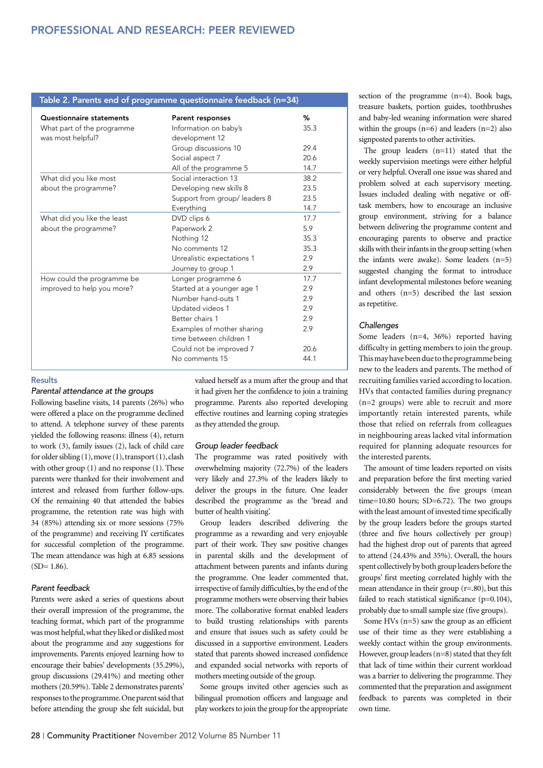**Table 2. Parents end of programme questionnaire feedback (n=34)**

| Questionnaire statements | Parent responses | % |
|---|---|---|
| What part of the programme was most helpful? | Information on baby's development 12 | 35.3 |
| | Group discussions 10 | 29.4 |
| | Social aspect 7 | 20.6 |
| | All of the programme 5 | 14.7 |
| What did you like most about the programme? | Social interaction 13 | 38.2 |
| | Developing new skills 8 | 23.5 |
| | Support from group/ leaders 8 | 23.5 |
| | Everything | 14.7 |
| What did you like the least about the programme? | DVD clips 6 | 17.7 |
| | Paperwork 2 | 5.9 |
| | Nothing 12 | 35.3 |
| | No comments 12 | 35.3 |
| | Unrealistic expectations 1 | 2.9 |
| | Journey to group 1 | 2.9 |
| How could the programme be improved to help you more? | Longer programme 6 | 17.7 |
| | Started at a younger age 1 | 2.9 |
| | Number hand-outs 1 | 2.9 |
| | Updated videos 1 | 2.9 |
| | Better chairs 1 | 2.9 |
| | Examples of mother sharing time between children 1 | 2.9 |
| | Could not be improved 7 | 20.6 |
| | No comments 15 | 44.1 |

## Results

### *Parental attendance at the groups*

Following baseline visits, 14 parents (26%) who were offered a place on the programme declined to attend. A telephone survey of these parents yielded the following reasons: illness (4), return to work (3), family issues (2), lack of child care for older sibling (1), move (1), transport (1), clash with other group (1) and no response (1). These parents were thanked for their involvement and interest and released from further follow-ups. Of the remaining 40 that attended the babies programme, the retention rate was high with 34 (85%) attending six or more sessions (75% of the programme) and receiving IY certificates for successful completion of the programme. The mean attendance was high at 6.85 sessions (SD= 1.86).

### *Parent feedback*

Parents were asked a series of questions about their overall impression of the programme, the teaching format, which part of the programme was most helpful, what they liked or disliked most about the programme and any suggestions for improvements. Parents enjoyed learning how to encourage their babies' developments (35.29%), group discussions (29.41%) and meeting other mothers (20.59%). Table 2 demonstrates parents' responses to the programme. One parent said that before attending the group she felt suicidal, but valued herself as a mum after the group and that it had given her the confidence to join a training programme. Parents also reported developing effective routines and learning coping strategies as they attended the group.

### *Group leader feedback*

The programme was rated positively with overwhelming majority (72.7%) of the leaders very likely and 27.3% of the leaders likely to deliver the programme in the future. One leader described the programme as the 'bread and butter of health visiting'.

Group leaders described delivering the programme as a rewarding and very enjoyable part of their work. They saw positive changes in parental skills and the development of attachment between parents and infants during the programme. One leader commented that, irrespective of family difficulties, by the end of the programme mothers were observing their babies more. The collaborative format enabled leaders to build trusting relationships with parents and ensure that issues such as safety could be discussed in a supportive environment. Leaders stated that parents showed increased confidence and expanded social networks with reports of mothers meeting outside of the group.

Some groups invited other agencies such as bilingual promotion officers and language and play workers to join the group for the appropriate section of the programme (n=4). Book bags, treasure baskets, portion guides, toothbrushes and baby-led weaning information were shared within the groups (n=6) and leaders (n=2) also signposted parents to other activities.

The group leaders (n=11) stated that the weekly supervision meetings were either helpful or very helpful. Overall one issue was shared and problem solved at each supervisory meeting. Issues included dealing with negative or off-task members, how to encourage an inclusive group environment, striving for a balance between delivering the programme content and encouraging parents to observe and practice skills with their infants in the group setting (when the infants were awake). Some leaders (n=5) suggested changing the format to introduce infant developmental milestones before weaning and others (n=5) described the last session as repetitive.

### *Challenges*

Some leaders (n=4, 36%) reported having difficulty in getting members to join the group. This may have been due to the programme being new to the leaders and parents. The method of recruiting families varied according to location. HVs that contacted families during pregnancy (n=2 groups) were able to recruit and more importantly retain interested parents, while those that relied on referrals from colleagues in neighbouring areas lacked vital information required for planning adequate resources for the interested parents.

The amount of time leaders reported on visits and preparation before the first meeting varied considerably between the five groups (mean time=10.80 hours; SD=6.72). The two groups with the least amount of invested time specifically by the group leaders before the groups started (three and five hours collectively per group) had the highest drop out of parents that agreed to attend (24.43% and 35%). Overall, the hours spent collectively by both group leaders before the groups' first meeting correlated highly with the mean attendance in their group (r=.80), but this failed to reach statistical significance (p=0.104), probably due to small sample size (five groups).

Some HVs (n=5) saw the group as an efficient use of their time as they were establishing a weekly contact within the group environments. However, group leaders (n=8) stated that they felt that lack of time within their current workload was a barrier to delivering the programme. They commented that the preparation and assignment feedback to parents was completed in their own time.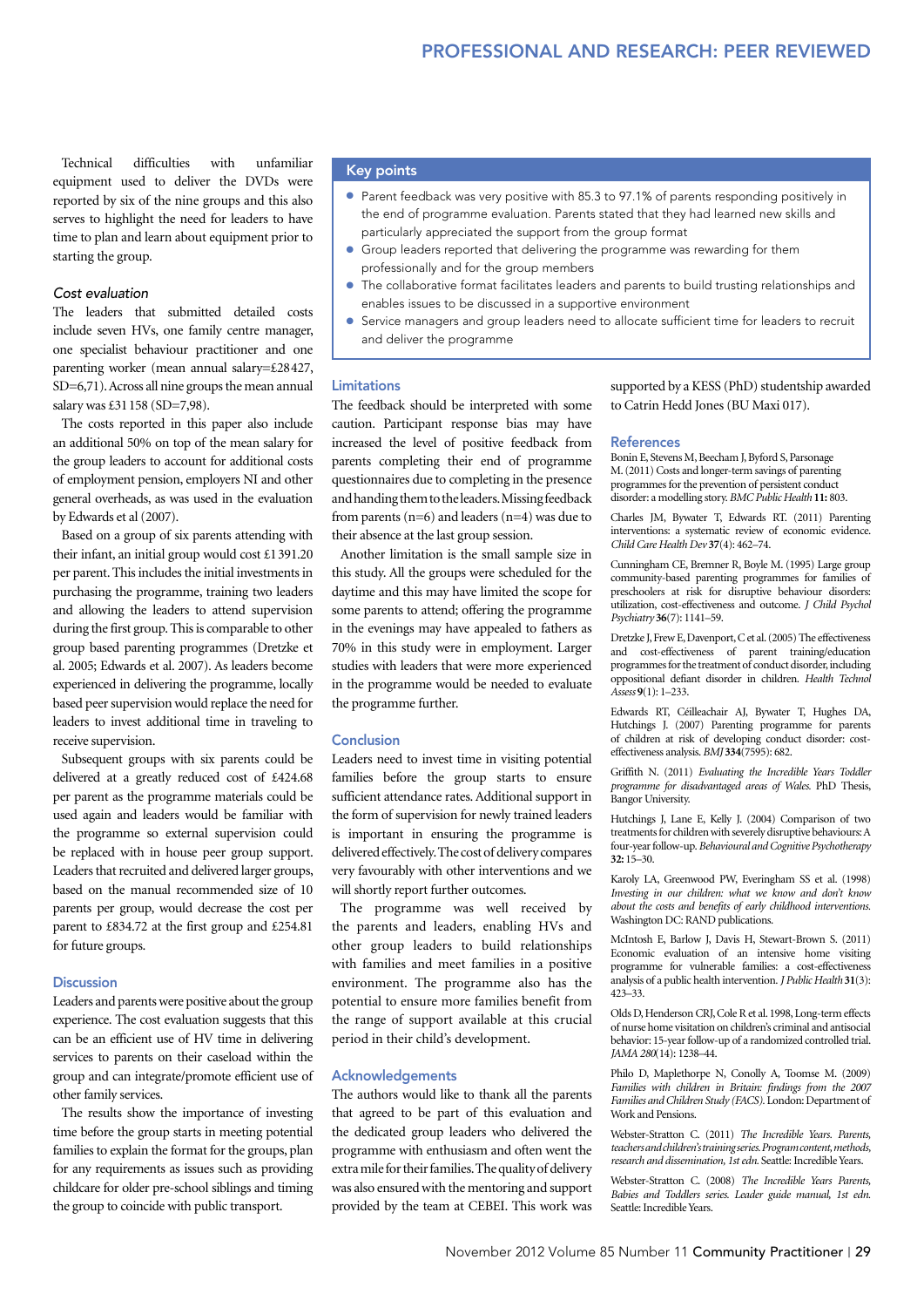Technical difficulties with unfamiliar equipment used to deliver the DVDs were reported by six of the nine groups and this also serves to highlight the need for leaders to have time to plan and learn about equipment prior to starting the group.

### *Cost evaluation*

The leaders that submitted detailed costs include seven HVs, one family centre manager, one specialist behaviour practitioner and one parenting worker (mean annual salary=£28427, SD=6,71). Across all nine groups the mean annual salary was £31158 (SD=7,98).

The costs reported in this paper also include an additional 50% on top of the mean salary for the group leaders to account for additional costs of employment pension, employers NI and other general overheads, as was used in the evaluation by Edwards et al (2007).

Based on a group of six parents attending with their infant, an initial group would cost £1391.20 per parent. This includes the initial investments in purchasing the programme, training two leaders and allowing the leaders to attend supervision during the first group. This is comparable to other group based parenting programmes (Dretzke et al. 2005; Edwards et al. 2007). As leaders become experienced in delivering the programme, locally based peer supervision would replace the need for leaders to invest additional time in traveling to receive supervision.

Subsequent groups with six parents could be delivered at a greatly reduced cost of £424.68 per parent as the programme materials could be used again and leaders would be familiar with the programme so external supervision could be replaced with in house peer group support. Leaders that recruited and delivered larger groups, based on the manual recommended size of 10 parents per group, would decrease the cost per parent to £834.72 at the first group and £254.81 for future groups.

## Discussion

Leaders and parents were positive about the group experience. The cost evaluation suggests that this can be an efficient use of HV time in delivering services to parents on their caseload within the group and can integrate/promote efficient use of other family services.

The results show the importance of investing time before the group starts in meeting potential families to explain the format for the groups, plan for any requirements as issues such as providing childcare for older pre-school siblings and timing the group to coincide with public transport.

## Key points

- Parent feedback was very positive with 85.3 to 97.1% of parents responding positively in the end of programme evaluation. Parents stated that they had learned new skills and particularly appreciated the support from the group format
- Group leaders reported that delivering the programme was rewarding for them professionally and for the group members
- The collaborative format facilitates leaders and parents to build trusting relationships and enables issues to be discussed in a supportive environment
- Service managers and group leaders need to allocate sufficient time for leaders to recruit and deliver the programme

## Limitations

The feedback should be interpreted with some caution. Participant response bias may have increased the level of positive feedback from parents completing their end of programme questionnaires due to completing in the presence and handing them to the leaders. Missing feedback from parents (n=6) and leaders (n=4) was due to their absence at the last group session.

Another limitation is the small sample size in this study. All the groups were scheduled for the daytime and this may have limited the scope for some parents to attend; offering the programme in the evenings may have appealed to fathers as 70% in this study were in employment. Larger studies with leaders that were more experienced in the programme would be needed to evaluate the programme further.

## Conclusion

Leaders need to invest time in visiting potential families before the group starts to ensure sufficient attendance rates. Additional support in the form of supervision for newly trained leaders is important in ensuring the programme is delivered effectively. The cost of delivery compares very favourably with other interventions and we will shortly report further outcomes.

The programme was well received by the parents and leaders, enabling HVs and other group leaders to build relationships with families and meet families in a positive environment. The programme also has the potential to ensure more families benefit from the range of support available at this crucial period in their child's development.

## Acknowledgements

The authors would like to thank all the parents that agreed to be part of this evaluation and the dedicated group leaders who delivered the programme with enthusiasm and often went the extra mile for their families. The quality of delivery was also ensured with the mentoring and support provided by the team at CEBEI. This work was supported by a KESS (PhD) studentship awarded to Catrin Hedd Jones (BU Maxi 017).

## References

Bonin E, Stevens M, Beecham J, Byford S, Parsonage M. (2011) Costs and longer-term savings of parenting programmes for the prevention of persistent conduct disorder: a modelling story. *BMC Public Health* **11:** 803.

Charles JM, Bywater T, Edwards RT. (2011) Parenting interventions: a systematic review of economic evidence. *Child Care Health Dev* **37**(4): 462–74.

Cunningham CE, Bremner R, Boyle M. (1995) Large group community-based parenting programmes for families of preschoolers at risk for disruptive behaviour disorders: utilization, cost-effectiveness and outcome. *J Child Psychol Psychiatry* **36**(7): 1141–59.

Dretzke J, Frew E, Davenport, C et al. (2005) The effectiveness and cost-effectiveness of parent training/education programmes for the treatment of conduct disorder, including oppositional defiant disorder in children. *Health Technol Assess* **9**(1): 1–233.

Edwards RT, Céilleachair AJ, Bywater T, Hughes DA, Hutchings J. (2007) Parenting programme for parents of children at risk of developing conduct disorder: cost-effectiveness analysis. *BMJ* **334**(7595): 682.

Griffith N. (2011) *Evaluating the Incredible Years Toddler programme for disadvantaged areas of Wales.* PhD Thesis, Bangor University.

Hutchings J, Lane E, Kelly J. (2004) Comparison of two treatments for children with severely disruptive behaviours: A four-year follow-up. *Behavioural and Cognitive Psychotherapy* **32:** 15–30.

Karoly LA, Greenwood PW, Everingham SS et al. (1998) *Investing in our children: what we know and don't know about the costs and benefits of early childhood interventions.* Washington DC: RAND publications.

McIntosh E, Barlow J, Davis H, Stewart-Brown S. (2011) Economic evaluation of an intensive home visiting programme for vulnerable families: a cost-effectiveness analysis of a public health intervention. *J Public Health* **31**(3): 423–33.

Olds D, Henderson CRJ, Cole R et al. 1998, Long-term effects of nurse home visitation on children's criminal and antisocial behavior: 15-year follow-up of a randomized controlled trial. *JAMA 280*(14): 1238–44.

Philo D, Maplethorpe N, Conolly A, Toomse M. (2009) *Families with children in Britain: findings from the 2007 Families and Children Study (FACS).* London: Department of Work and Pensions.

Webster-Stratton C. (2011) *The Incredible Years. Parents, teachers and children's training series. Program content, methods, research and dissemination, 1st edn.* Seattle: Incredible Years.

Webster-Stratton C. (2008) *The Incredible Years Parents, Babies and Toddlers series. Leader guide manual, 1st edn.* Seattle: Incredible Years.